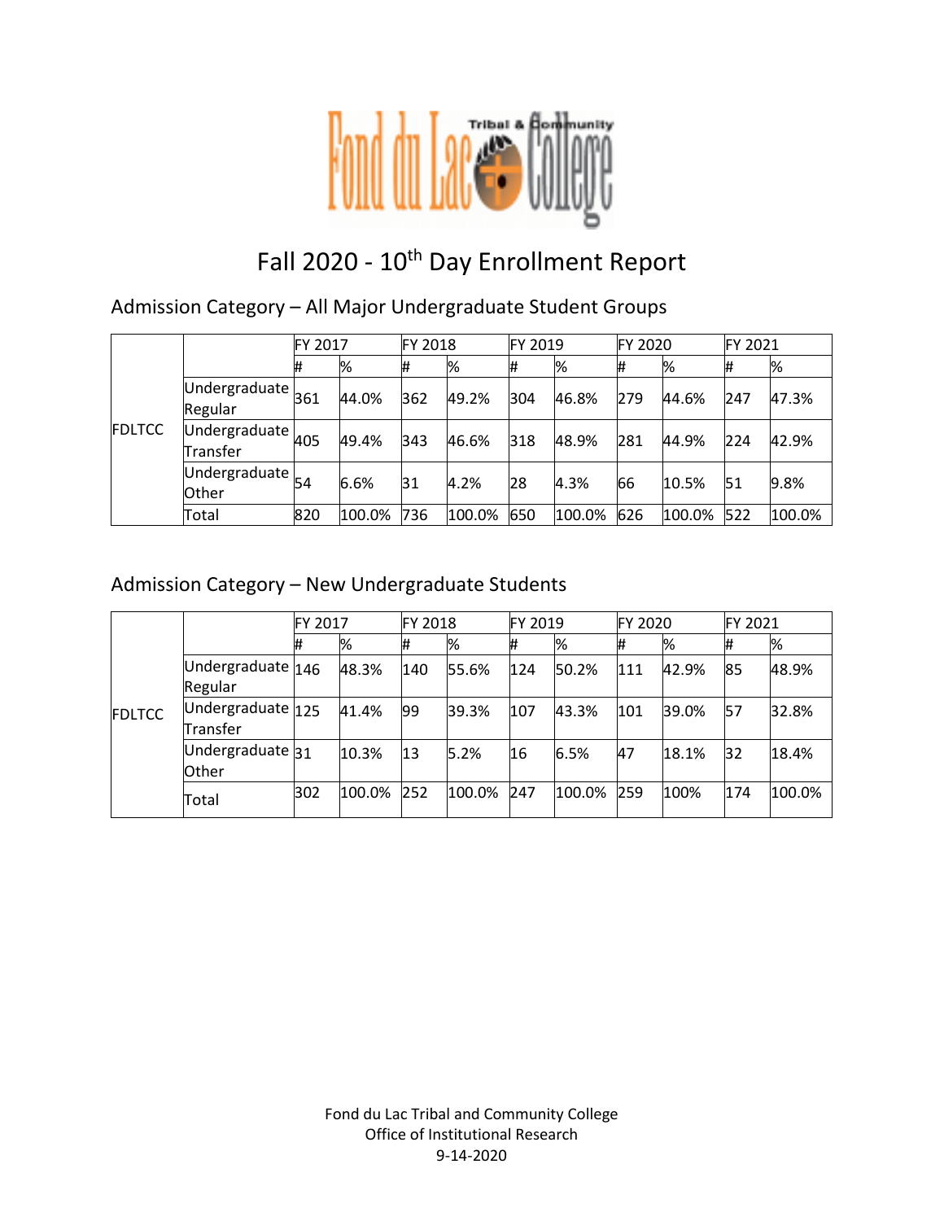# Fall 2020 - 10th Day Enrollment Report

## Admission Category – All Major Undergraduate Student Groups

| | | FY 2017 | | FY 2018 | | FY 2019 | | FY 2020 | | FY 2021 | |
|---|---|---|---|---|---|---|---|---|---|---|---|
| | | # | % | # | % | # | % | # | % | # | % |
| FDLTCC | Undergraduate Regular | 361 | 44.0% | 362 | 49.2% | 304 | 46.8% | 279 | 44.6% | 247 | 47.3% |
| | Undergraduate Transfer | 405 | 49.4% | 343 | 46.6% | 318 | 48.9% | 281 | 44.9% | 224 | 42.9% |
| | Undergraduate Other | 54 | 6.6% | 31 | 4.2% | 28 | 4.3% | 66 | 10.5% | 51 | 9.8% |
| | Total | 820 | 100.0% | 736 | 100.0% | 650 | 100.0% | 626 | 100.0% | 522 | 100.0% |

## Admission Category – New Undergraduate Students

| | | FY 2017 | | FY 2018 | | FY 2019 | | FY 2020 | | FY 2021 | |
|---|---|---|---|---|---|---|---|---|---|---|---|
| | | # | % | # | % | # | % | # | % | # | % |
| FDLTCC | Undergraduate Regular | 146 | 48.3% | 140 | 55.6% | 124 | 50.2% | 111 | 42.9% | 85 | 48.9% |
| | Undergraduate Transfer | 125 | 41.4% | 99 | 39.3% | 107 | 43.3% | 101 | 39.0% | 57 | 32.8% |
| | Undergraduate Other | 31 | 10.3% | 13 | 5.2% | 16 | 6.5% | 47 | 18.1% | 32 | 18.4% |
| | Total | 302 | 100.0% | 252 | 100.0% | 247 | 100.0% | 259 | 100% | 174 | 100.0% |

Fond du Lac Tribal and Community College
Office of Institutional Research
9-14-2020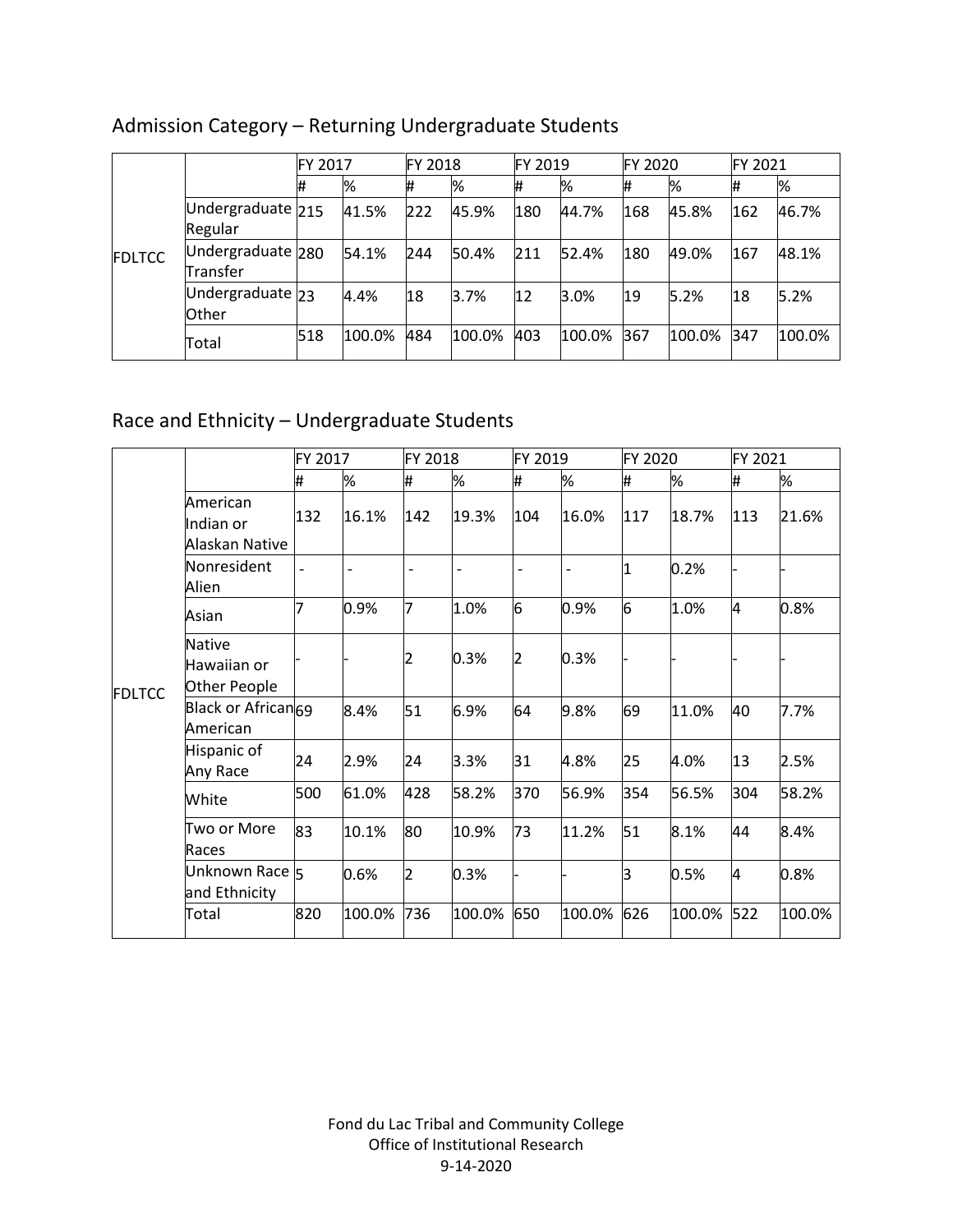## Admission Category – Returning Undergraduate Students

| | | FY 2017 | | FY 2018 | | FY 2019 | | FY 2020 | | FY 2021 | |
|---|---|---|---|---|---|---|---|---|---|---|---|
| | | # | % | # | % | # | % | # | % | # | % |
| FDLTCC | Undergraduate Regular | 215 | 41.5% | 222 | 45.9% | 180 | 44.7% | 168 | 45.8% | 162 | 46.7% |
| | Undergraduate Transfer | 280 | 54.1% | 244 | 50.4% | 211 | 52.4% | 180 | 49.0% | 167 | 48.1% |
| | Undergraduate Other | 23 | 4.4% | 18 | 3.7% | 12 | 3.0% | 19 | 5.2% | 18 | 5.2% |
| | Total | 518 | 100.0% | 484 | 100.0% | 403 | 100.0% | 367 | 100.0% | 347 | 100.0% |

## Race and Ethnicity – Undergraduate Students

| | | FY 2017 | | FY 2018 | | FY 2019 | | FY 2020 | | FY 2021 | |
|---|---|---|---|---|---|---|---|---|---|---|---|
| | | # | % | # | % | # | % | # | % | # | % |
| FDLTCC | American Indian or Alaskan Native | 132 | 16.1% | 142 | 19.3% | 104 | 16.0% | 117 | 18.7% | 113 | 21.6% |
| | Nonresident Alien | - | - | - | - | - | - | 1 | 0.2% | - | - |
| | Asian | 7 | 0.9% | 7 | 1.0% | 6 | 0.9% | 6 | 1.0% | 4 | 0.8% |
| | Native Hawaiian or Other People | - | - | 2 | 0.3% | 2 | 0.3% | - | - | - | - |
| | Black or African American | 69 | 8.4% | 51 | 6.9% | 64 | 9.8% | 69 | 11.0% | 40 | 7.7% |
| | Hispanic of Any Race | 24 | 2.9% | 24 | 3.3% | 31 | 4.8% | 25 | 4.0% | 13 | 2.5% |
| | White | 500 | 61.0% | 428 | 58.2% | 370 | 56.9% | 354 | 56.5% | 304 | 58.2% |
| | Two or More Races | 83 | 10.1% | 80 | 10.9% | 73 | 11.2% | 51 | 8.1% | 44 | 8.4% |
| | Unknown Race and Ethnicity | 5 | 0.6% | 2 | 0.3% | - | - | 3 | 0.5% | 4 | 0.8% |
| | Total | 820 | 100.0% | 736 | 100.0% | 650 | 100.0% | 626 | 100.0% | 522 | 100.0% |

Fond du Lac Tribal and Community College
Office of Institutional Research
9-14-2020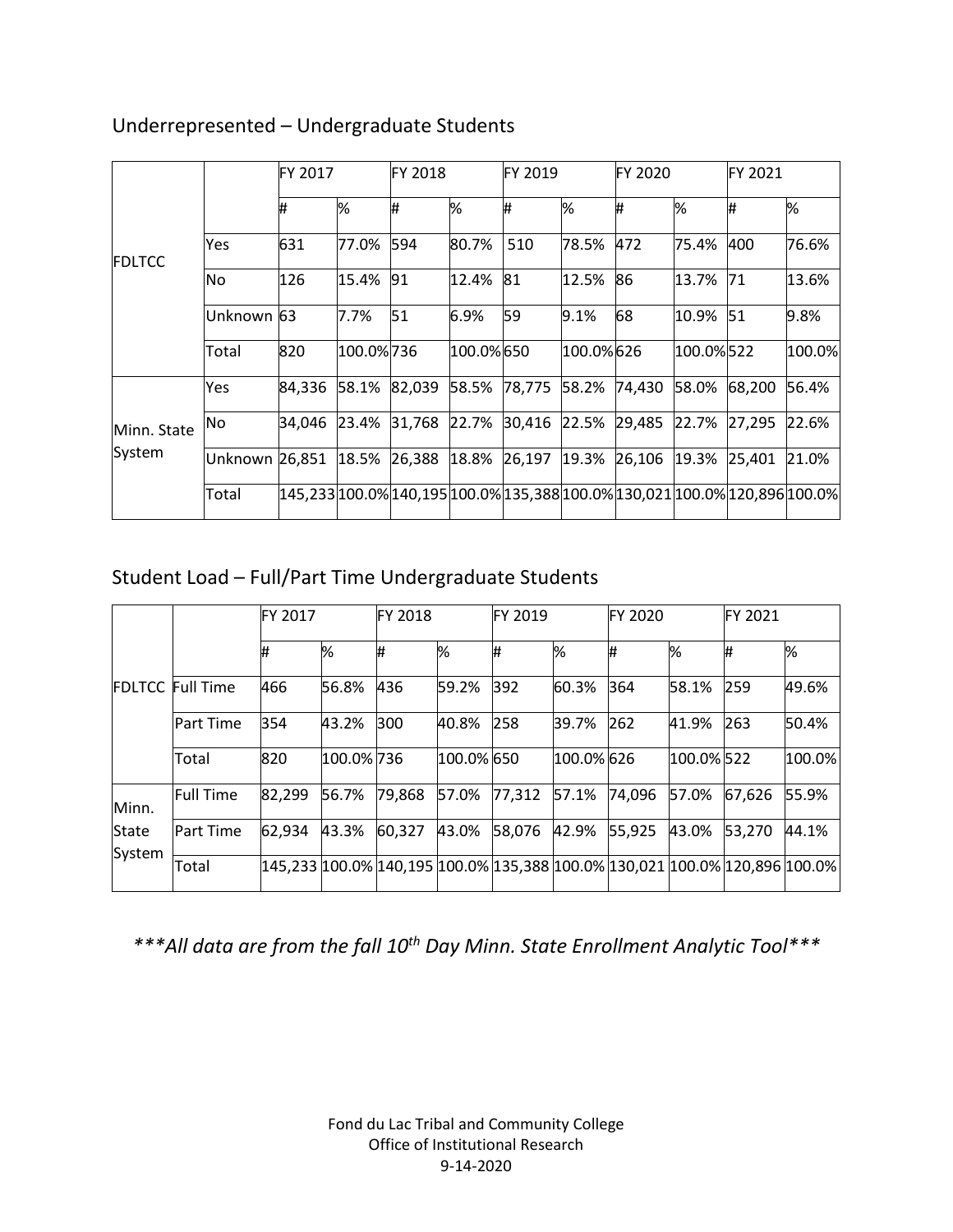## Underrepresented – Undergraduate Students

| | | FY 2017 | | FY 2018 | | FY 2019 | | FY 2020 | | FY 2021 | |
|---|---|---|---|---|---|---|---|---|---|---|---|
| | | # | % | # | % | # | % | # | % | # | % |
| FDLTCC | Yes | 631 | 77.0% | 594 | 80.7% | 510 | 78.5% | 472 | 75.4% | 400 | 76.6% |
| | No | 126 | 15.4% | 91 | 12.4% | 81 | 12.5% | 86 | 13.7% | 71 | 13.6% |
| | Unknown | 63 | 7.7% | 51 | 6.9% | 59 | 9.1% | 68 | 10.9% | 51 | 9.8% |
| | Total | 820 | 100.0% | 736 | 100.0% | 650 | 100.0% | 626 | 100.0% | 522 | 100.0% |
| Minn. State System | Yes | 84,336 | 58.1% | 82,039 | 58.5% | 78,775 | 58.2% | 74,430 | 58.0% | 68,200 | 56.4% |
| | No | 34,046 | 23.4% | 31,768 | 22.7% | 30,416 | 22.5% | 29,485 | 22.7% | 27,295 | 22.6% |
| | Unknown | 26,851 | 18.5% | 26,388 | 18.8% | 26,197 | 19.3% | 26,106 | 19.3% | 25,401 | 21.0% |
| | Total | 145,233 | 100.0% | 140,195 | 100.0% | 135,388 | 100.0% | 130,021 | 100.0% | 120,896 | 100.0% |

## Student Load – Full/Part Time Undergraduate Students

| | | FY 2017 | | FY 2018 | | FY 2019 | | FY 2020 | | FY 2021 | |
|---|---|---|---|---|---|---|---|---|---|---|---|
| | | # | % | # | % | # | % | # | % | # | % |
| FDLTCC | Full Time | 466 | 56.8% | 436 | 59.2% | 392 | 60.3% | 364 | 58.1% | 259 | 49.6% |
| | Part Time | 354 | 43.2% | 300 | 40.8% | 258 | 39.7% | 262 | 41.9% | 263 | 50.4% |
| | Total | 820 | 100.0% | 736 | 100.0% | 650 | 100.0% | 626 | 100.0% | 522 | 100.0% |
| Minn. State System | Full Time | 82,299 | 56.7% | 79,868 | 57.0% | 77,312 | 57.1% | 74,096 | 57.0% | 67,626 | 55.9% |
| | Part Time | 62,934 | 43.3% | 60,327 | 43.0% | 58,076 | 42.9% | 55,925 | 43.0% | 53,270 | 44.1% |
| | Total | 145,233 | 100.0% | 140,195 | 100.0% | 135,388 | 100.0% | 130,021 | 100.0% | 120,896 | 100.0% |

***\*\*\*All data are from the fall 10th Day Minn. State Enrollment Analytic Tool\*\*\****

Fond du Lac Tribal and Community College
Office of Institutional Research
9-14-2020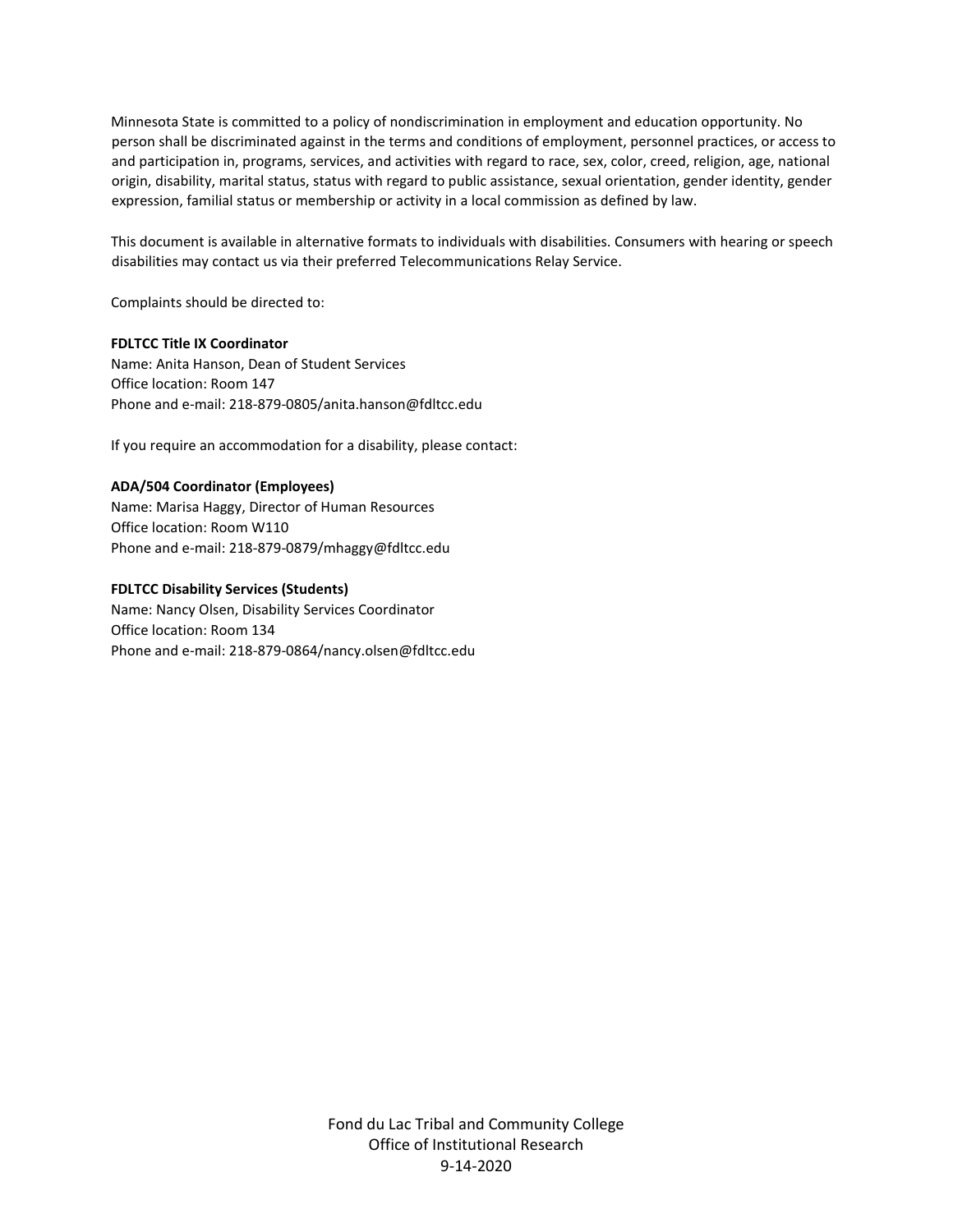Minnesota State is committed to a policy of nondiscrimination in employment and education opportunity. No person shall be discriminated against in the terms and conditions of employment, personnel practices, or access to and participation in, programs, services, and activities with regard to race, sex, color, creed, religion, age, national origin, disability, marital status, status with regard to public assistance, sexual orientation, gender identity, gender expression, familial status or membership or activity in a local commission as defined by law.

This document is available in alternative formats to individuals with disabilities. Consumers with hearing or speech disabilities may contact us via their preferred Telecommunications Relay Service.

Complaints should be directed to:

**FDLTCC Title IX Coordinator**
Name: Anita Hanson, Dean of Student Services
Office location: Room 147
Phone and e-mail: 218-879-0805/anita.hanson@fdltcc.edu

If you require an accommodation for a disability, please contact:

**ADA/504 Coordinator (Employees)**
Name: Marisa Haggy, Director of Human Resources
Office location: Room W110
Phone and e-mail: 218-879-0879/mhaggy@fdltcc.edu

**FDLTCC Disability Services (Students)**
Name: Nancy Olsen, Disability Services Coordinator
Office location: Room 134
Phone and e-mail: 218-879-0864/nancy.olsen@fdltcc.edu

Fond du Lac Tribal and Community College
Office of Institutional Research
9-14-2020